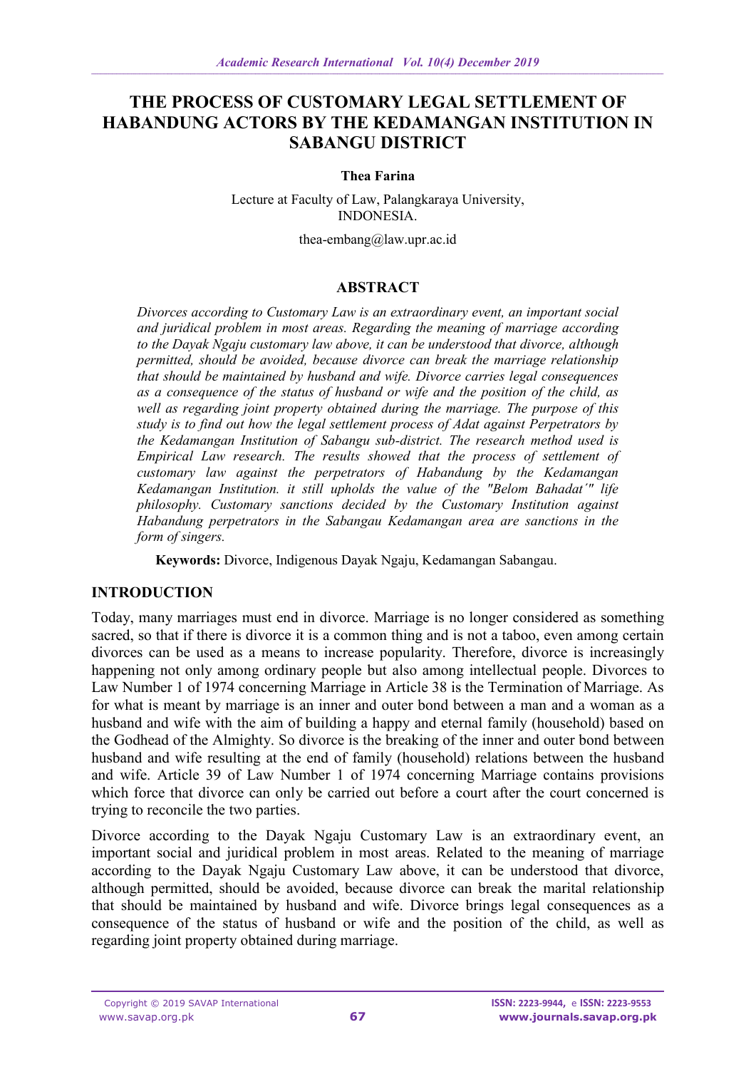# THE PROCESS OF CUSTOMARY LEGAL SETTLEMENT OF HABANDUNG ACTORS BY THE KEDAMANGAN INSTITUTION IN SABANGU DISTRICT

**Thea Farina**

Lecture at Faculty of Law, Palangkaraya University, INDONESIA.

thea-embang@law.upr.ac.id

## ABSTRACT

*Divorces according to Customary Law is an extraordinary event, an important social and juridical problem in most areas. Regarding the meaning of marriage according to the Dayak Ngaju customary law above, it can be understood that divorce, although permitted, should be avoided, because divorce can break the marriage relationship that should be maintained by husband and wife. Divorce carries legal consequences as a consequence of the status of husband or wife and the position of the child, as well as regarding joint property obtained during the marriage. The purpose of this study is to find out how the legal settlement process of Adat against Perpetrators by the Kedamangan Institution of Sabangu sub-district. The research method used is Empirical Law research. The results showed that the process of settlement of customary law against the perpetrators of Habandung by the Kedamangan Kedamangan Institution. it still upholds the value of the "Belom Bahadat'" life philosophy. Customary sanctions decided by the Customary Institution against Habandung perpetrators in the Sabangau Kedamangan area are sanctions in the form of singers.*

**Keywords:** Divorce, Indigenous Dayak Ngaju, Kedamangan Sabangau.

## INTRODUCTION

Today, many marriages must end in divorce. Marriage is no longer considered as something sacred, so that if there is divorce it is a common thing and is not a taboo, even among certain divorces can be used as a means to increase popularity. Therefore, divorce is increasingly happening not only among ordinary people but also among intellectual people. Divorces to Law Number 1 of 1974 concerning Marriage in Article 38 is the Termination of Marriage. As for what is meant by marriage is an inner and outer bond between a man and a woman as a husband and wife with the aim of building a happy and eternal family (household) based on the Godhead of the Almighty. So divorce is the breaking of the inner and outer bond between husband and wife resulting at the end of family (household) relations between the husband and wife. Article 39 of Law Number 1 of 1974 concerning Marriage contains provisions which force that divorce can only be carried out before a court after the court concerned is trying to reconcile the two parties.

Divorce according to the Dayak Ngaju Customary Law is an extraordinary event, an important social and juridical problem in most areas. Related to the meaning of marriage according to the Dayak Ngaju Customary Law above, it can be understood that divorce, although permitted, should be avoided, because divorce can break the marital relationship that should be maintained by husband and wife. Divorce brings legal consequences as a consequence of the status of husband or wife and the position of the child, as well as regarding joint property obtained during marriage.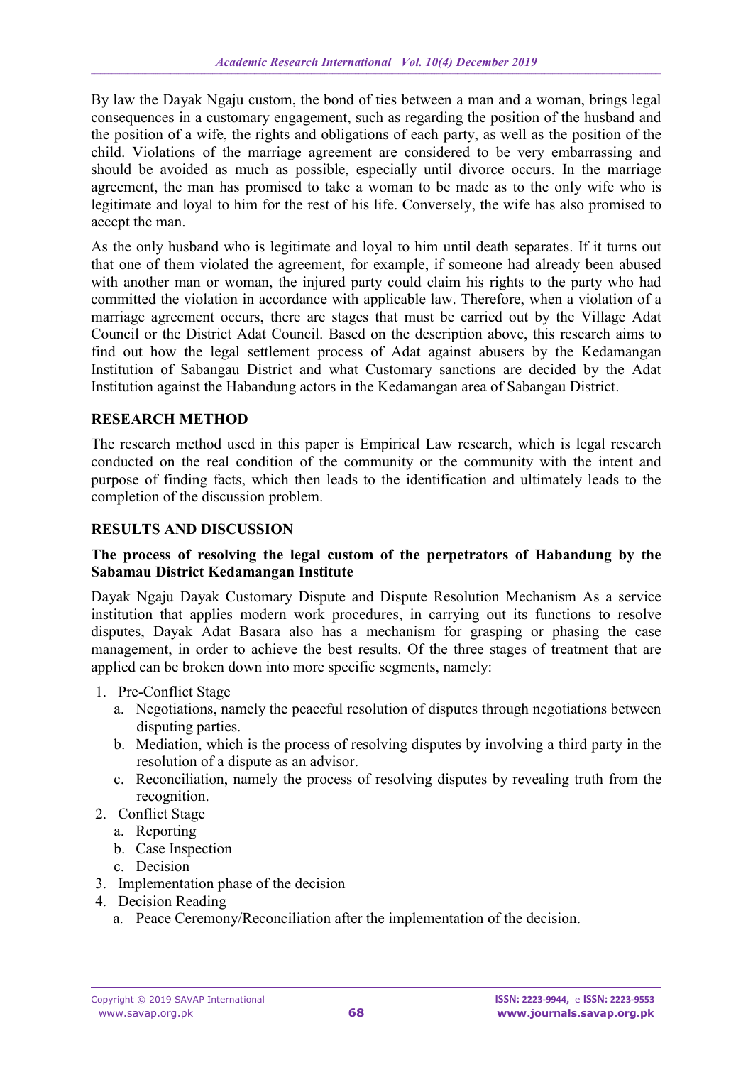By law the Dayak Ngaju custom, the bond of ties between a man and a woman, brings legal consequences in a customary engagement, such as regarding the position of the husband and the position of a wife, the rights and obligations of each party, as well as the position of the child. Violations of the marriage agreement are considered to be very embarrassing and should be avoided as much as possible, especially until divorce occurs. In the marriage agreement, the man has promised to take a woman to be made as to the only wife who is legitimate and loyal to him for the rest of his life. Conversely, the wife has also promised to accept the man.

As the only husband who is legitimate and loyal to him until death separates. If it turns out that one of them violated the agreement, for example, if someone had already been abused with another man or woman, the injured party could claim his rights to the party who had committed the violation in accordance with applicable law. Therefore, when a violation of a marriage agreement occurs, there are stages that must be carried out by the Village Adat Council or the District Adat Council. Based on the description above, this research aims to find out how the legal settlement process of Adat against abusers by the Kedamangan Institution of Sabangau District and what Customary sanctions are decided by the Adat Institution against the Habandung actors in the Kedamangan area of Sabangau District.

## RESEARCH METHOD

The research method used in this paper is Empirical Law research, which is legal research conducted on the real condition of the community or the community with the intent and purpose of finding facts, which then leads to the identification and ultimately leads to the completion of the discussion problem.

## RESULTS AND DISCUSSION

### The process of resolving the legal custom of the perpetrators of Habandung by the Sabamau District Kedamangan Institute

Dayak Ngaju Dayak Customary Dispute and Dispute Resolution Mechanism As a service institution that applies modern work procedures, in carrying out its functions to resolve disputes, Dayak Adat Basara also has a mechanism for grasping or phasing the case management, in order to achieve the best results. Of the three stages of treatment that are applied can be broken down into more specific segments, namely:

1. Pre-Conflict Stage
   a. Negotiations, namely the peaceful resolution of disputes through negotiations between disputing parties.
   b. Mediation, which is the process of resolving disputes by involving a third party in the resolution of a dispute as an advisor.
   c. Reconciliation, namely the process of resolving disputes by revealing truth from the recognition.
2. Conflict Stage
   a. Reporting
   b. Case Inspection
   c. Decision
3. Implementation phase of the decision
4. Decision Reading
   a. Peace Ceremony/Reconciliation after the implementation of the decision.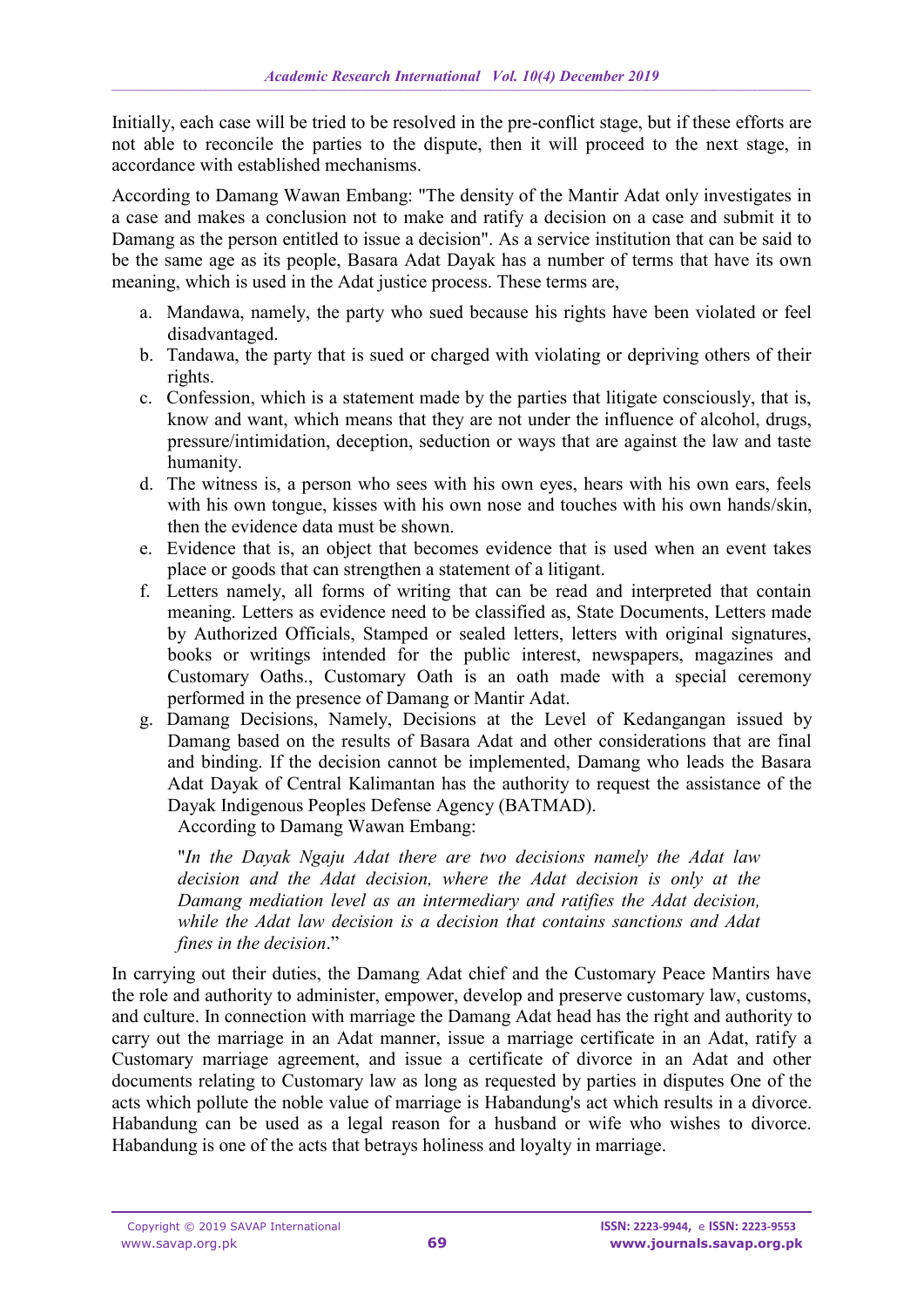Initially, each case will be tried to be resolved in the pre-conflict stage, but if these efforts are not able to reconcile the parties to the dispute, then it will proceed to the next stage, in accordance with established mechanisms.

According to Damang Wawan Embang: "The density of the Mantir Adat only investigates in a case and makes a conclusion not to make and ratify a decision on a case and submit it to Damang as the person entitled to issue a decision". As a service institution that can be said to be the same age as its people, Basara Adat Dayak has a number of terms that have its own meaning, which is used in the Adat justice process. These terms are,

a. Mandawa, namely, the party who sued because his rights have been violated or feel disadvantaged.
b. Tandawa, the party that is sued or charged with violating or depriving others of their rights.
c. Confession, which is a statement made by the parties that litigate consciously, that is, know and want, which means that they are not under the influence of alcohol, drugs, pressure/intimidation, deception, seduction or ways that are against the law and taste humanity.
d. The witness is, a person who sees with his own eyes, hears with his own ears, feels with his own tongue, kisses with his own nose and touches with his own hands/skin, then the evidence data must be shown.
e. Evidence that is, an object that becomes evidence that is used when an event takes place or goods that can strengthen a statement of a litigant.
f. Letters namely, all forms of writing that can be read and interpreted that contain meaning. Letters as evidence need to be classified as, State Documents, Letters made by Authorized Officials, Stamped or sealed letters, letters with original signatures, books or writings intended for the public interest, newspapers, magazines and Customary Oaths., Customary Oath is an oath made with a special ceremony performed in the presence of Damang or Mantir Adat.
g. Damang Decisions, Namely, Decisions at the Level of Kedangangan issued by Damang based on the results of Basara Adat and other considerations that are final and binding. If the decision cannot be implemented, Damang who leads the Basara Adat Dayak of Central Kalimantan has the authority to request the assistance of the Dayak Indigenous Peoples Defense Agency (BATMAD).

   According to Damang Wawan Embang:

   "*In the Dayak Ngaju Adat there are two decisions namely the Adat law decision and the Adat decision, where the Adat decision is only at the Damang mediation level as an intermediary and ratifies the Adat decision, while the Adat law decision is a decision that contains sanctions and Adat fines in the decision*."

In carrying out their duties, the Damang Adat chief and the Customary Peace Mantirs have the role and authority to administer, empower, develop and preserve customary law, customs, and culture. In connection with marriage the Damang Adat head has the right and authority to carry out the marriage in an Adat manner, issue a marriage certificate in an Adat, ratify a Customary marriage agreement, and issue a certificate of divorce in an Adat and other documents relating to Customary law as long as requested by parties in disputes One of the acts which pollute the noble value of marriage is Habandung's act which results in a divorce. Habandung can be used as a legal reason for a husband or wife who wishes to divorce. Habandung is one of the acts that betrays holiness and loyalty in marriage.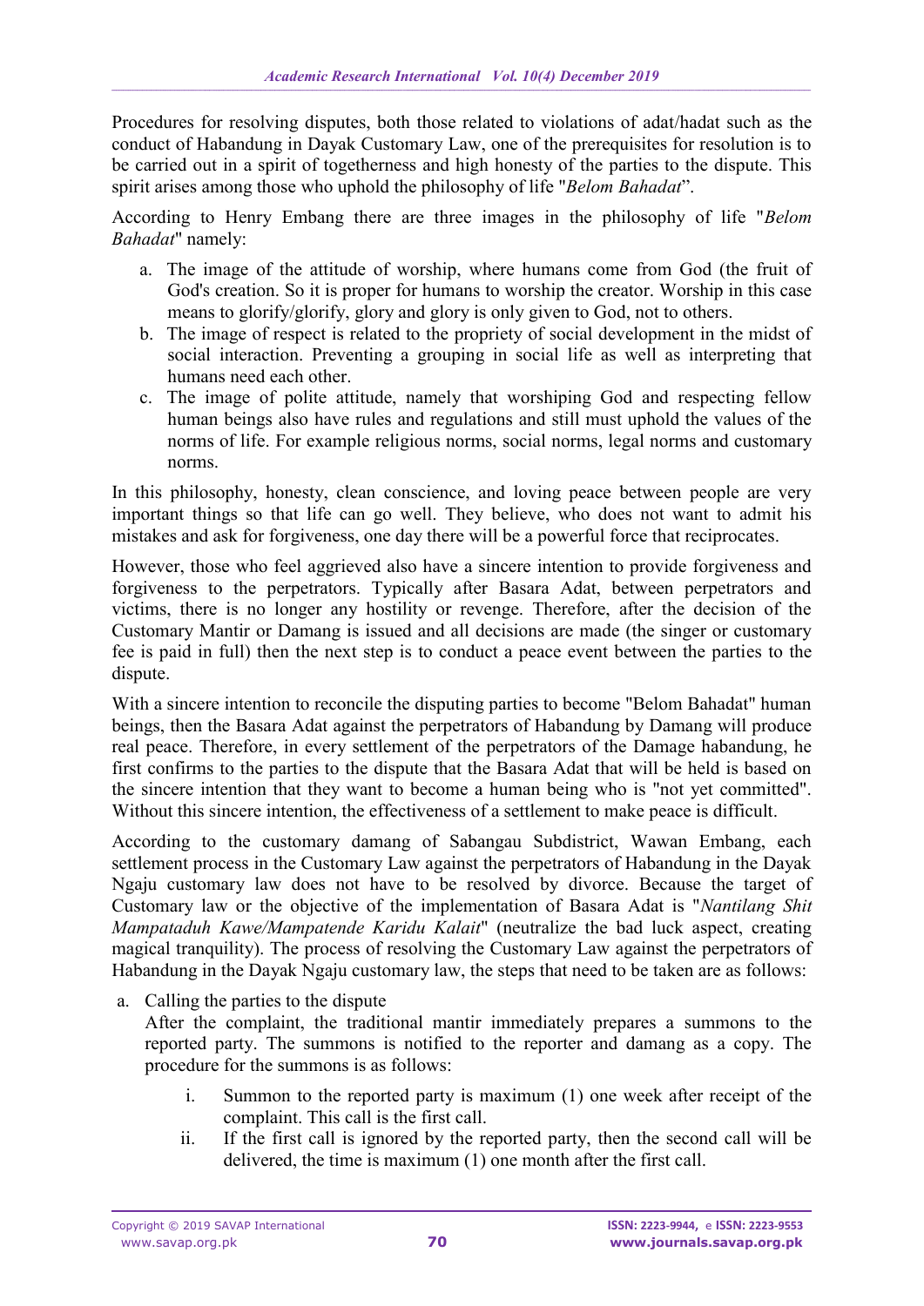Procedures for resolving disputes, both those related to violations of adat/hadat such as the conduct of Habandung in Dayak Customary Law, one of the prerequisites for resolution is to be carried out in a spirit of togetherness and high honesty of the parties to the dispute. This spirit arises among those who uphold the philosophy of life "*Belom Bahadat*".

According to Henry Embang there are three images in the philosophy of life "*Belom Bahadat*" namely:

a. The image of the attitude of worship, where humans come from God (the fruit of God's creation. So it is proper for humans to worship the creator. Worship in this case means to glorify/glorify, glory and glory is only given to God, not to others.
b. The image of respect is related to the propriety of social development in the midst of social interaction. Preventing a grouping in social life as well as interpreting that humans need each other.
c. The image of polite attitude, namely that worshiping God and respecting fellow human beings also have rules and regulations and still must uphold the values of the norms of life. For example religious norms, social norms, legal norms and customary norms.

In this philosophy, honesty, clean conscience, and loving peace between people are very important things so that life can go well. They believe, who does not want to admit his mistakes and ask for forgiveness, one day there will be a powerful force that reciprocates.

However, those who feel aggrieved also have a sincere intention to provide forgiveness and forgiveness to the perpetrators. Typically after Basara Adat, between perpetrators and victims, there is no longer any hostility or revenge. Therefore, after the decision of the Customary Mantir or Damang is issued and all decisions are made (the singer or customary fee is paid in full) then the next step is to conduct a peace event between the parties to the dispute.

With a sincere intention to reconcile the disputing parties to become "Belom Bahadat" human beings, then the Basara Adat against the perpetrators of Habandung by Damang will produce real peace. Therefore, in every settlement of the perpetrators of the Damage habandung, he first confirms to the parties to the dispute that the Basara Adat that will be held is based on the sincere intention that they want to become a human being who is "not yet committed". Without this sincere intention, the effectiveness of a settlement to make peace is difficult.

According to the customary damang of Sabangau Subdistrict, Wawan Embang, each settlement process in the Customary Law against the perpetrators of Habandung in the Dayak Ngaju customary law does not have to be resolved by divorce. Because the target of Customary law or the objective of the implementation of Basara Adat is "*Nantilang Shit Mampataduh Kawe/Mampatende Karidu Kalait*" (neutralize the bad luck aspect, creating magical tranquility). The process of resolving the Customary Law against the perpetrators of Habandung in the Dayak Ngaju customary law, the steps that need to be taken are as follows:

a. Calling the parties to the dispute
   After the complaint, the traditional mantir immediately prepares a summons to the reported party. The summons is notified to the reporter and damang as a copy. The procedure for the summons is as follows:

   i. Summon to the reported party is maximum (1) one week after receipt of the complaint. This call is the first call.
   ii. If the first call is ignored by the reported party, then the second call will be delivered, the time is maximum (1) one month after the first call.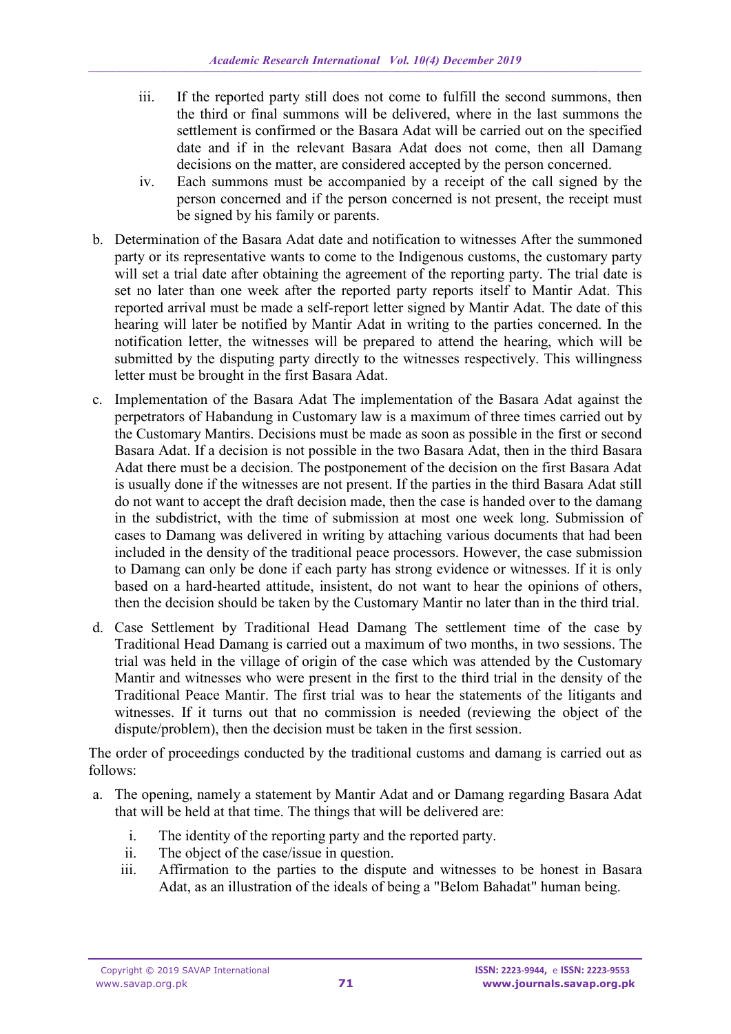iii. If the reported party still does not come to fulfill the second summons, then the third or final summons will be delivered, where in the last summons the settlement is confirmed or the Basara Adat will be carried out on the specified date and if in the relevant Basara Adat does not come, then all Damang decisions on the matter, are considered accepted by the person concerned.

iv. Each summons must be accompanied by a receipt of the call signed by the person concerned and if the person concerned is not present, the receipt must be signed by his family or parents.

b. Determination of the Basara Adat date and notification to witnesses After the summoned party or its representative wants to come to the Indigenous customs, the customary party will set a trial date after obtaining the agreement of the reporting party. The trial date is set no later than one week after the reported party reports itself to Mantir Adat. This reported arrival must be made a self-report letter signed by Mantir Adat. The date of this hearing will later be notified by Mantir Adat in writing to the parties concerned. In the notification letter, the witnesses will be prepared to attend the hearing, which will be submitted by the disputing party directly to the witnesses respectively. This willingness letter must be brought in the first Basara Adat.

c. Implementation of the Basara Adat The implementation of the Basara Adat against the perpetrators of Habandung in Customary law is a maximum of three times carried out by the Customary Mantirs. Decisions must be made as soon as possible in the first or second Basara Adat. If a decision is not possible in the two Basara Adat, then in the third Basara Adat there must be a decision. The postponement of the decision on the first Basara Adat is usually done if the witnesses are not present. If the parties in the third Basara Adat still do not want to accept the draft decision made, then the case is handed over to the damang in the subdistrict, with the time of submission at most one week long. Submission of cases to Damang was delivered in writing by attaching various documents that had been included in the density of the traditional peace processors. However, the case submission to Damang can only be done if each party has strong evidence or witnesses. If it is only based on a hard-hearted attitude, insistent, do not want to hear the opinions of others, then the decision should be taken by the Customary Mantir no later than in the third trial.

d. Case Settlement by Traditional Head Damang The settlement time of the case by Traditional Head Damang is carried out a maximum of two months, in two sessions. The trial was held in the village of origin of the case which was attended by the Customary Mantir and witnesses who were present in the first to the third trial in the density of the Traditional Peace Mantir. The first trial was to hear the statements of the litigants and witnesses. If it turns out that no commission is needed (reviewing the object of the dispute/problem), then the decision must be taken in the first session.

The order of proceedings conducted by the traditional customs and damang is carried out as follows:

a. The opening, namely a statement by Mantir Adat and or Damang regarding Basara Adat that will be held at that time. The things that will be delivered are:

   i. The identity of the reporting party and the reported party.
   ii. The object of the case/issue in question.
   iii. Affirmation to the parties to the dispute and witnesses to be honest in Basara Adat, as an illustration of the ideals of being a "Belom Bahadat" human being.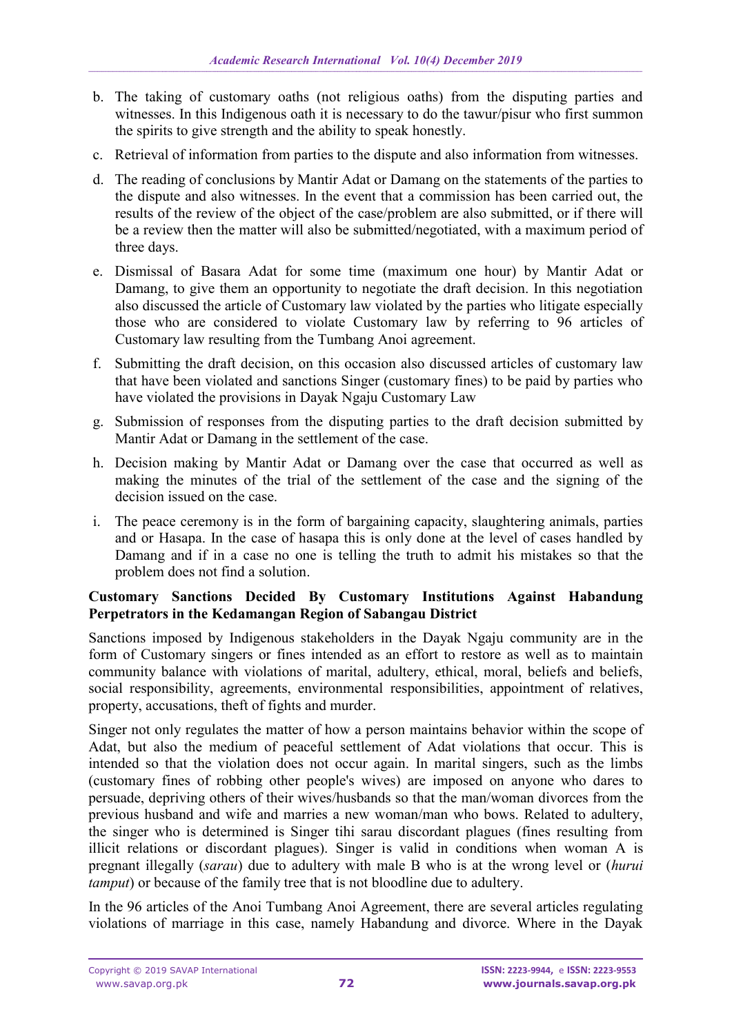b. The taking of customary oaths (not religious oaths) from the disputing parties and witnesses. In this Indigenous oath it is necessary to do the tawur/pisur who first summon the spirits to give strength and the ability to speak honestly.

c. Retrieval of information from parties to the dispute and also information from witnesses.

d. The reading of conclusions by Mantir Adat or Damang on the statements of the parties to the dispute and also witnesses. In the event that a commission has been carried out, the results of the review of the object of the case/problem are also submitted, or if there will be a review then the matter will also be submitted/negotiated, with a maximum period of three days.

e. Dismissal of Basara Adat for some time (maximum one hour) by Mantir Adat or Damang, to give them an opportunity to negotiate the draft decision. In this negotiation also discussed the article of Customary law violated by the parties who litigate especially those who are considered to violate Customary law by referring to 96 articles of Customary law resulting from the Tumbang Anoi agreement.

f. Submitting the draft decision, on this occasion also discussed articles of customary law that have been violated and sanctions Singer (customary fines) to be paid by parties who have violated the provisions in Dayak Ngaju Customary Law

g. Submission of responses from the disputing parties to the draft decision submitted by Mantir Adat or Damang in the settlement of the case.

h. Decision making by Mantir Adat or Damang over the case that occurred as well as making the minutes of the trial of the settlement of the case and the signing of the decision issued on the case.

i. The peace ceremony is in the form of bargaining capacity, slaughtering animals, parties and or Hasapa. In the case of hasapa this is only done at the level of cases handled by Damang and if in a case no one is telling the truth to admit his mistakes so that the problem does not find a solution.

**Customary Sanctions Decided By Customary Institutions Against Habandung Perpetrators in the Kedamangan Region of Sabangau District**

Sanctions imposed by Indigenous stakeholders in the Dayak Ngaju community are in the form of Customary singers or fines intended as an effort to restore as well as to maintain community balance with violations of marital, adultery, ethical, moral, beliefs and beliefs, social responsibility, agreements, environmental responsibilities, appointment of relatives, property, accusations, theft of fights and murder.

Singer not only regulates the matter of how a person maintains behavior within the scope of Adat, but also the medium of peaceful settlement of Adat violations that occur. This is intended so that the violation does not occur again. In marital singers, such as the limbs (customary fines of robbing other people's wives) are imposed on anyone who dares to persuade, depriving others of their wives/husbands so that the man/woman divorces from the previous husband and wife and marries a new woman/man who bows. Related to adultery, the singer who is determined is Singer tihi sarau discordant plagues (fines resulting from illicit relations or discordant plagues). Singer is valid in conditions when woman A is pregnant illegally (*sarau*) due to adultery with male B who is at the wrong level or (*hurui tamput*) or because of the family tree that is not bloodline due to adultery.

In the 96 articles of the Anoi Tumbang Anoi Agreement, there are several articles regulating violations of marriage in this case, namely Habandung and divorce. Where in the Dayak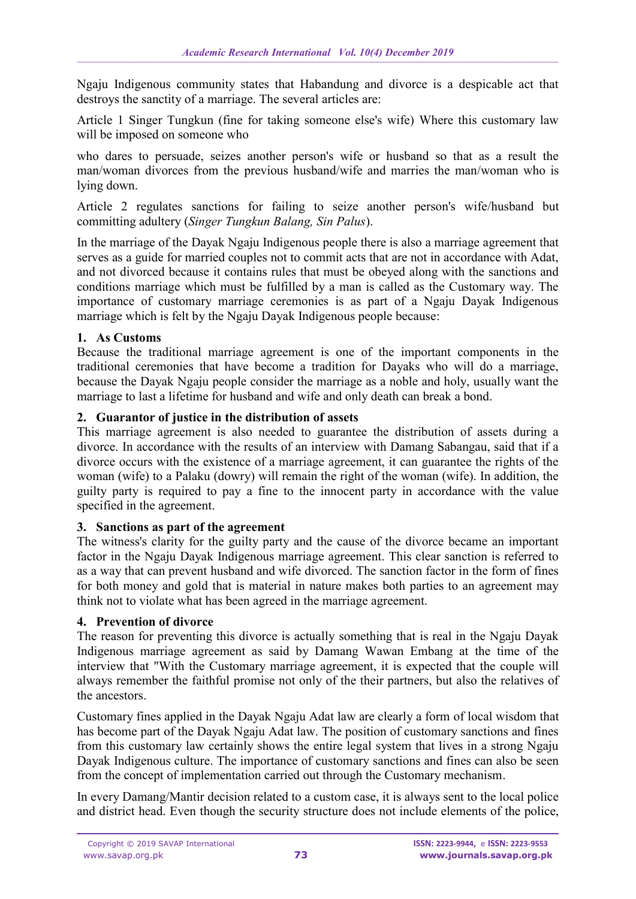Ngaju Indigenous community states that Habandung and divorce is a despicable act that destroys the sanctity of a marriage. The several articles are:

Article 1 Singer Tungkun (fine for taking someone else's wife) Where this customary law will be imposed on someone who

who dares to persuade, seizes another person's wife or husband so that as a result the man/woman divorces from the previous husband/wife and marries the man/woman who is lying down.

Article 2 regulates sanctions for failing to seize another person's wife/husband but committing adultery (*Singer Tungkun Balang, Sin Palus*).

In the marriage of the Dayak Ngaju Indigenous people there is also a marriage agreement that serves as a guide for married couples not to commit acts that are not in accordance with Adat, and not divorced because it contains rules that must be obeyed along with the sanctions and conditions marriage which must be fulfilled by a man is called as the Customary way. The importance of customary marriage ceremonies is as part of a Ngaju Dayak Indigenous marriage which is felt by the Ngaju Dayak Indigenous people because:

**1. As Customs**

Because the traditional marriage agreement is one of the important components in the traditional ceremonies that have become a tradition for Dayaks who will do a marriage, because the Dayak Ngaju people consider the marriage as a noble and holy, usually want the marriage to last a lifetime for husband and wife and only death can break a bond.

**2. Guarantor of justice in the distribution of assets**

This marriage agreement is also needed to guarantee the distribution of assets during a divorce. In accordance with the results of an interview with Damang Sabangau, said that if a divorce occurs with the existence of a marriage agreement, it can guarantee the rights of the woman (wife) to a Palaku (dowry) will remain the right of the woman (wife). In addition, the guilty party is required to pay a fine to the innocent party in accordance with the value specified in the agreement.

**3. Sanctions as part of the agreement**

The witness's clarity for the guilty party and the cause of the divorce became an important factor in the Ngaju Dayak Indigenous marriage agreement. This clear sanction is referred to as a way that can prevent husband and wife divorced. The sanction factor in the form of fines for both money and gold that is material in nature makes both parties to an agreement may think not to violate what has been agreed in the marriage agreement.

**4. Prevention of divorce**

The reason for preventing this divorce is actually something that is real in the Ngaju Dayak Indigenous marriage agreement as said by Damang Wawan Embang at the time of the interview that "With the Customary marriage agreement, it is expected that the couple will always remember the faithful promise not only of the their partners, but also the relatives of the ancestors.

Customary fines applied in the Dayak Ngaju Adat law are clearly a form of local wisdom that has become part of the Dayak Ngaju Adat law. The position of customary sanctions and fines from this customary law certainly shows the entire legal system that lives in a strong Ngaju Dayak Indigenous culture. The importance of customary sanctions and fines can also be seen from the concept of implementation carried out through the Customary mechanism.

In every Damang/Mantir decision related to a custom case, it is always sent to the local police and district head. Even though the security structure does not include elements of the police,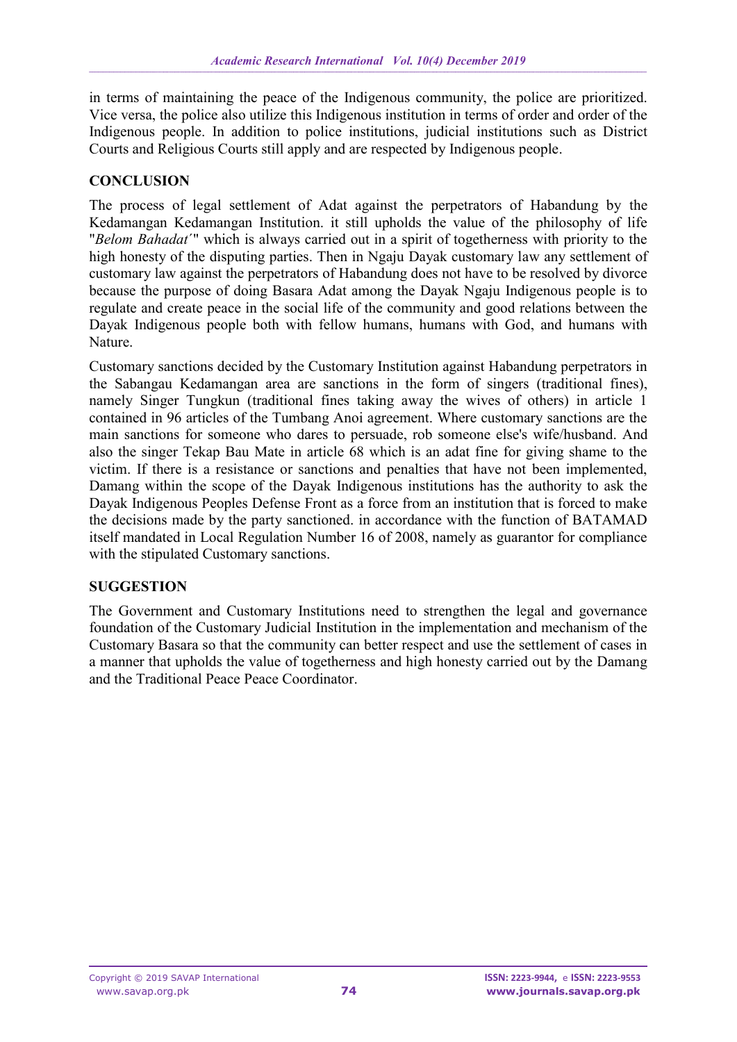in terms of maintaining the peace of the Indigenous community, the police are prioritized. Vice versa, the police also utilize this Indigenous institution in terms of order and order of the Indigenous people. In addition to police institutions, judicial institutions such as District Courts and Religious Courts still apply and are respected by Indigenous people.

## CONCLUSION

The process of legal settlement of Adat against the perpetrators of Habandung by the Kedamangan Kedamangan Institution. it still upholds the value of the philosophy of life "*Belom Bahadat´*" which is always carried out in a spirit of togetherness with priority to the high honesty of the disputing parties. Then in Ngaju Dayak customary law any settlement of customary law against the perpetrators of Habandung does not have to be resolved by divorce because the purpose of doing Basara Adat among the Dayak Ngaju Indigenous people is to regulate and create peace in the social life of the community and good relations between the Dayak Indigenous people both with fellow humans, humans with God, and humans with Nature.

Customary sanctions decided by the Customary Institution against Habandung perpetrators in the Sabangau Kedamangan area are sanctions in the form of singers (traditional fines), namely Singer Tungkun (traditional fines taking away the wives of others) in article 1 contained in 96 articles of the Tumbang Anoi agreement. Where customary sanctions are the main sanctions for someone who dares to persuade, rob someone else's wife/husband. And also the singer Tekap Bau Mate in article 68 which is an adat fine for giving shame to the victim. If there is a resistance or sanctions and penalties that have not been implemented, Damang within the scope of the Dayak Indigenous institutions has the authority to ask the Dayak Indigenous Peoples Defense Front as a force from an institution that is forced to make the decisions made by the party sanctioned. in accordance with the function of BATAMAD itself mandated in Local Regulation Number 16 of 2008, namely as guarantor for compliance with the stipulated Customary sanctions.

## SUGGESTION

The Government and Customary Institutions need to strengthen the legal and governance foundation of the Customary Judicial Institution in the implementation and mechanism of the Customary Basara so that the community can better respect and use the settlement of cases in a manner that upholds the value of togetherness and high honesty carried out by the Damang and the Traditional Peace Peace Coordinator.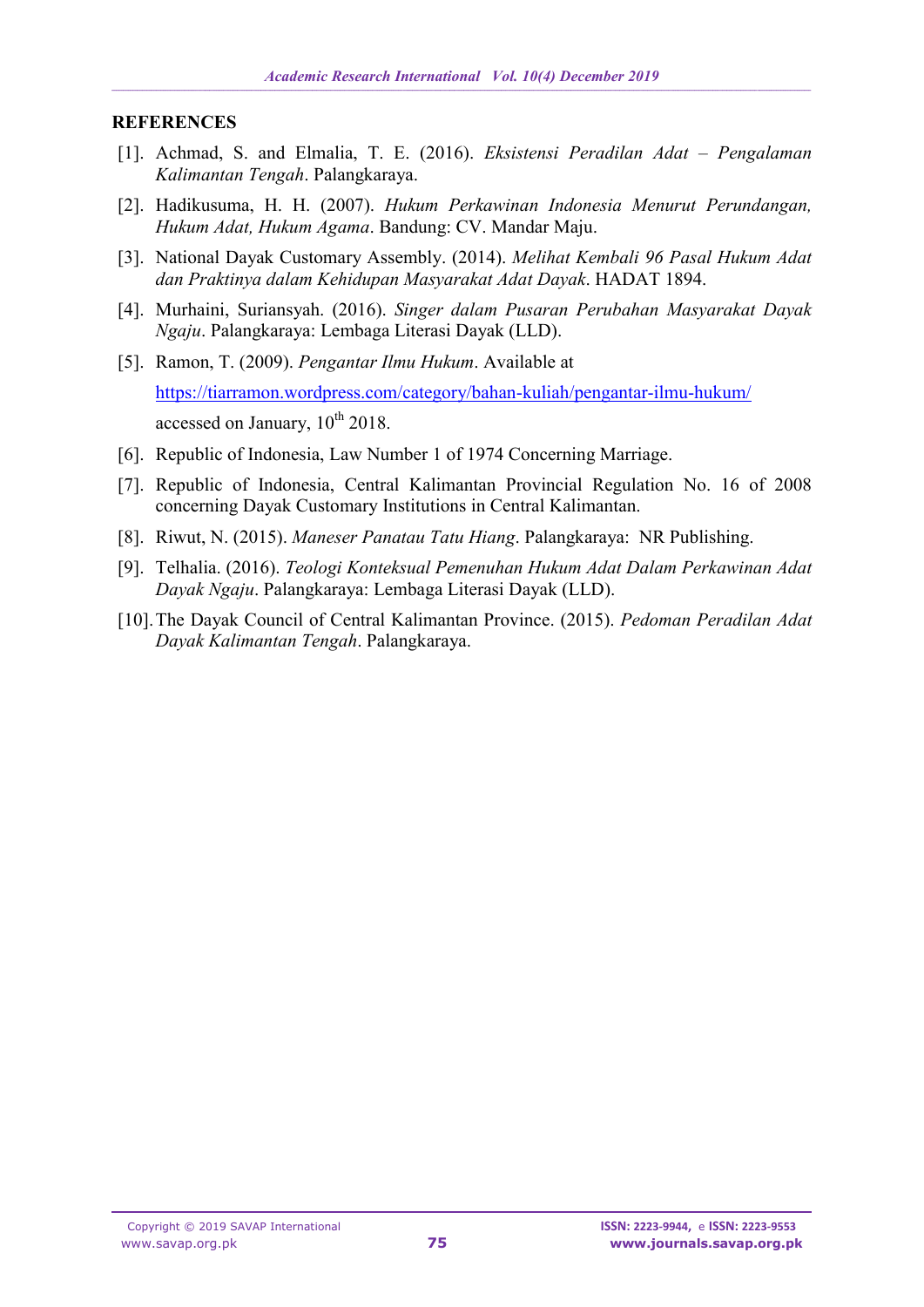**REFERENCES**

[1]. Achmad, S. and Elmalia, T. E. (2016). *Eksistensi Peradilan Adat – Pengalaman Kalimantan Tengah*. Palangkaraya.

[2]. Hadikusuma, H. H. (2007). *Hukum Perkawinan Indonesia Menurut Perundangan, Hukum Adat, Hukum Agama*. Bandung: CV. Mandar Maju.

[3]. National Dayak Customary Assembly. (2014). *Melihat Kembali 96 Pasal Hukum Adat dan Praktinya dalam Kehidupan Masyarakat Adat Dayak*. HADAT 1894.

[4]. Murhaini, Suriansyah. (2016). *Singer dalam Pusaran Perubahan Masyarakat Dayak Ngaju*. Palangkaraya: Lembaga Literasi Dayak (LLD).

[5]. Ramon, T. (2009). *Pengantar Ilmu Hukum*. Available at https://tiarramon.wordpress.com/category/bahan-kuliah/pengantar-ilmu-hukum/ accessed on January, 10th 2018.

[6]. Republic of Indonesia, Law Number 1 of 1974 Concerning Marriage.

[7]. Republic of Indonesia, Central Kalimantan Provincial Regulation No. 16 of 2008 concerning Dayak Customary Institutions in Central Kalimantan.

[8]. Riwut, N. (2015). *Maneser Panatau Tatu Hiang*. Palangkaraya: NR Publishing.

[9]. Telhalia. (2016). *Teologi Konteksual Pemenuhan Hukum Adat Dalam Perkawinan Adat Dayak Ngaju*. Palangkaraya: Lembaga Literasi Dayak (LLD).

[10]. The Dayak Council of Central Kalimantan Province. (2015). *Pedoman Peradilan Adat Dayak Kalimantan Tengah*. Palangkaraya.